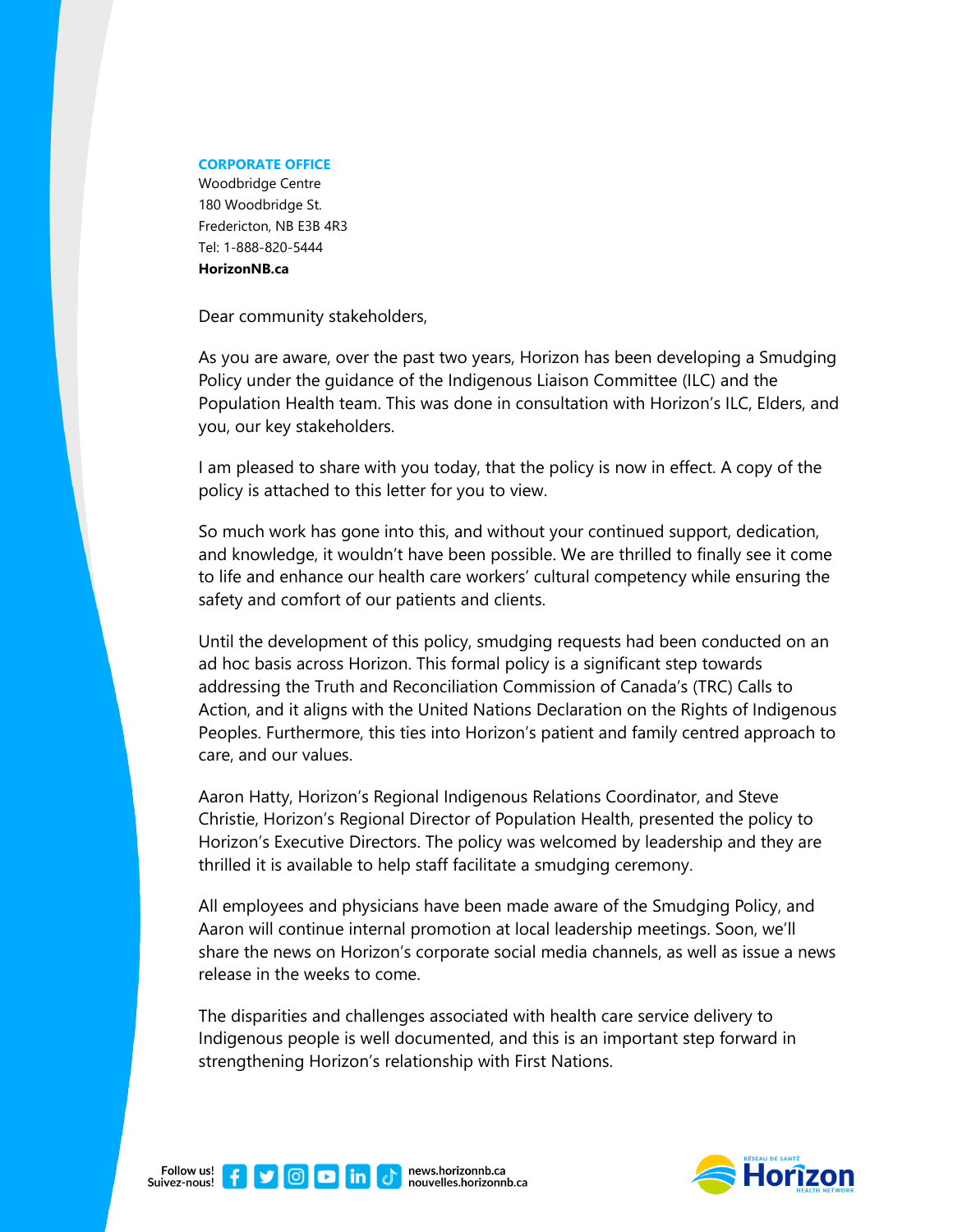**CORPORATE OFFICE**
Woodbridge Centre
180 Woodbridge St.
Fredericton, NB E3B 4R3
Tel: 1-888-820-5444
**HorizonNB.ca**

Dear community stakeholders,

As you are aware, over the past two years, Horizon has been developing a Smudging Policy under the guidance of the Indigenous Liaison Committee (ILC) and the Population Health team. This was done in consultation with Horizon's ILC, Elders, and you, our key stakeholders.

I am pleased to share with you today, that the policy is now in effect. A copy of the policy is attached to this letter for you to view.

So much work has gone into this, and without your continued support, dedication, and knowledge, it wouldn't have been possible. We are thrilled to finally see it come to life and enhance our health care workers' cultural competency while ensuring the safety and comfort of our patients and clients.

Until the development of this policy, smudging requests had been conducted on an ad hoc basis across Horizon. This formal policy is a significant step towards addressing the Truth and Reconciliation Commission of Canada's (TRC) Calls to Action, and it aligns with the United Nations Declaration on the Rights of Indigenous Peoples. Furthermore, this ties into Horizon's patient and family centred approach to care, and our values.

Aaron Hatty, Horizon's Regional Indigenous Relations Coordinator, and Steve Christie, Horizon's Regional Director of Population Health, presented the policy to Horizon's Executive Directors. The policy was welcomed by leadership and they are thrilled it is available to help staff facilitate a smudging ceremony.

All employees and physicians have been made aware of the Smudging Policy, and Aaron will continue internal promotion at local leadership meetings. Soon, we'll share the news on Horizon's corporate social media channels, as well as issue a news release in the weeks to come.

The disparities and challenges associated with health care service delivery to Indigenous people is well documented, and this is an important step forward in strengthening Horizon's relationship with First Nations.

Follow us! Suivez-nous! news.horizonnb.ca nouvelles.horizonnb.ca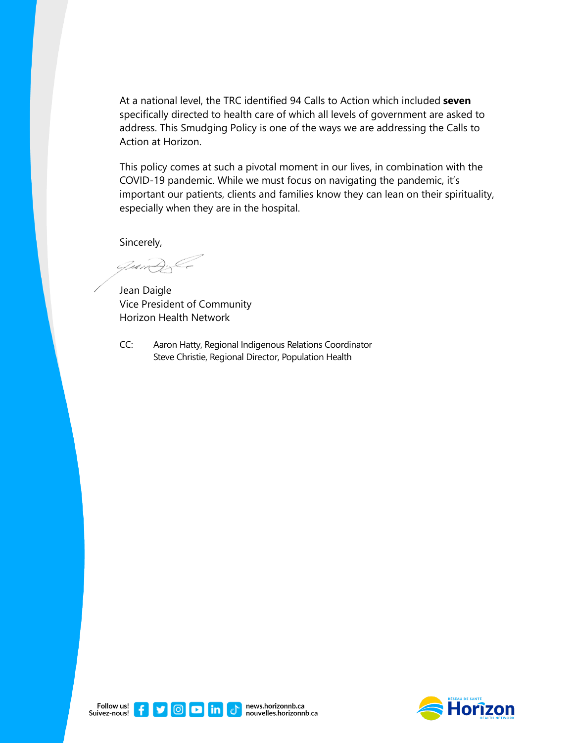At a national level, the TRC identified 94 Calls to Action which included **seven** specifically directed to health care of which all levels of government are asked to address. This Smudging Policy is one of the ways we are addressing the Calls to Action at Horizon.

This policy comes at such a pivotal moment in our lives, in combination with the COVID-19 pandemic. While we must focus on navigating the pandemic, it's important our patients, clients and families know they can lean on their spirituality, especially when they are in the hospital.

Sincerely,

Jean Daigle
Vice President of Community
Horizon Health Network

CC: Aaron Hatty, Regional Indigenous Relations Coordinator
Steve Christie, Regional Director, Population Health

Follow us!
Suivez-nous!
news.horizonnb.ca
nouvelles.horizonnb.ca